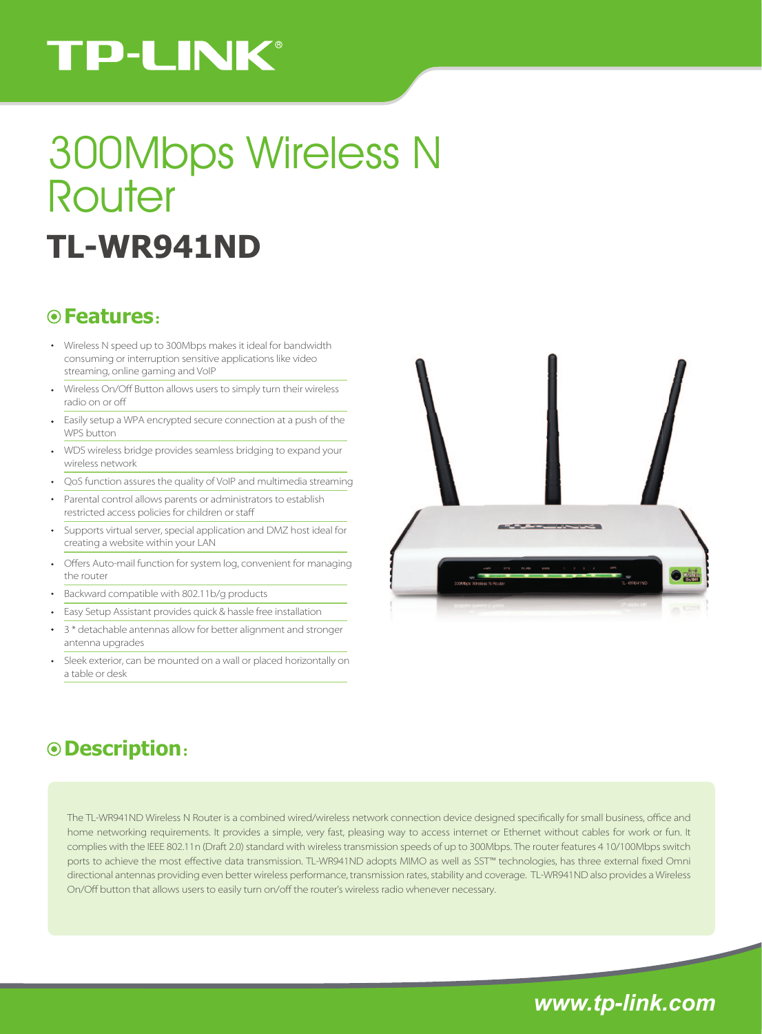TP-LINK®

# 300Mbps Wireless N Router

## TL-WR941ND

### Features:

- Wireless N speed up to 300Mbps makes it ideal for bandwidth consuming or interruption sensitive applications like video streaming, online gaming and VoIP
- Wireless On/Off Button allows users to simply turn their wireless radio on or off
- Easily setup a WPA encrypted secure connection at a push of the WPS button
- WDS wireless bridge provides seamless bridging to expand your wireless network
- QoS function assures the quality of VoIP and multimedia streaming
- Parental control allows parents or administrators to establish restricted access policies for children or staff
- Supports virtual server, special application and DMZ host ideal for creating a website within your LAN
- Offers Auto-mail function for system log, convenient for managing the router
- Backward compatible with 802.11b/g products
- Easy Setup Assistant provides quick & hassle free installation
- 3 * detachable antennas allow for better alignment and stronger antenna upgrades
- Sleek exterior, can be mounted on a wall or placed horizontally on a table or desk

### Description:

The TL-WR941ND Wireless N Router is a combined wired/wireless network connection device designed specifically for small business, office and home networking requirements. It provides a simple, very fast, pleasing way to access internet or Ethernet without cables for work or fun. It complies with the IEEE 802.11n (Draft 2.0) standard with wireless transmission speeds of up to 300Mbps. The router features 4 10/100Mbps switch ports to achieve the most effective data transmission. TL-WR941ND adopts MIMO as well as SST™ technologies, has three external fixed Omni directional antennas providing even better wireless performance, transmission rates, stability and coverage. TL-WR941ND also provides a Wireless On/Off button that allows users to easily turn on/off the router's wireless radio whenever necessary.

*www.tp-link.com*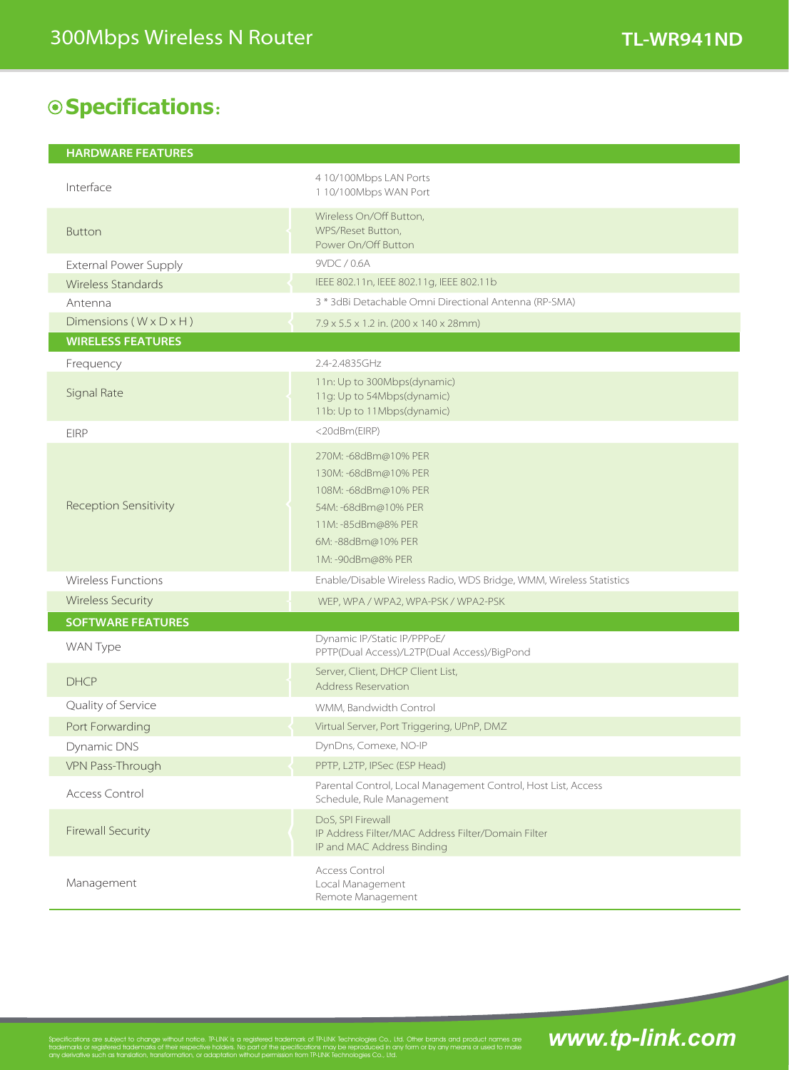## Specifications:

| HARDWARE FEATURES | |
|---|---|
| Interface | 4 10/100Mbps LAN Ports<br>1 10/100Mbps WAN Port |
| Button | Wireless On/Off Button,<br>WPS/Reset Button,<br>Power On/Off Button |
| External Power Supply | 9VDC / 0.6A |
| Wireless Standards | IEEE 802.11n, IEEE 802.11g, IEEE 802.11b |
| Antenna | 3 * 3dBi Detachable Omni Directional Antenna (RP-SMA) |
| Dimensions ( W x D x H ) | 7.9 x 5.5 x 1.2 in. (200 x 140 x 28mm) |
| **WIRELESS FEATURES** | |
| Frequency | 2.4-2.4835GHz |
| Signal Rate | 11n: Up to 300Mbps(dynamic)<br>11g: Up to 54Mbps(dynamic)<br>11b: Up to 11Mbps(dynamic) |
| EIRP | <20dBm(EIRP) |
| Reception Sensitivity | 270M: -68dBm@10% PER<br>130M: -68dBm@10% PER<br>108M: -68dBm@10% PER<br>54M: -68dBm@10% PER<br>11M: -85dBm@8% PER<br>6M: -88dBm@10% PER<br>1M: -90dBm@8% PER |
| Wireless Functions | Enable/Disable Wireless Radio, WDS Bridge, WMM, Wireless Statistics |
| Wireless Security | WEP, WPA / WPA2, WPA-PSK / WPA2-PSK |
| **SOFTWARE FEATURES** | |
| WAN Type | Dynamic IP/Static IP/PPPoE/<br>PPTP(Dual Access)/L2TP(Dual Access)/BigPond |
| DHCP | Server, Client, DHCP Client List,<br>Address Reservation |
| Quality of Service | WMM, Bandwidth Control |
| Port Forwarding | Virtual Server, Port Triggering, UPnP, DMZ |
| Dynamic DNS | DynDns, Comexe, NO-IP |
| VPN Pass-Through | PPTP, L2TP, IPSec (ESP Head) |
| Access Control | Parental Control, Local Management Control, Host List, Access Schedule, Rule Management |
| Firewall Security | DoS, SPI Firewall<br>IP Address Filter/MAC Address Filter/Domain Filter<br>IP and MAC Address Binding |
| Management | Access Control<br>Local Management<br>Remote Management |

Specifications are subject to change without notice. TP-LINK is a registered trademark of TP-LINK Technologies Co., Ltd. Other brands and product names are trademarks or registered trademarks of their respective holders. No part of the specifications may be reproduced in any form or by any means or used to make any derivative such as translation, transformation, or adaptation without permission from TP-LINK Technologies Co., Ltd.

**www.tp-link.com**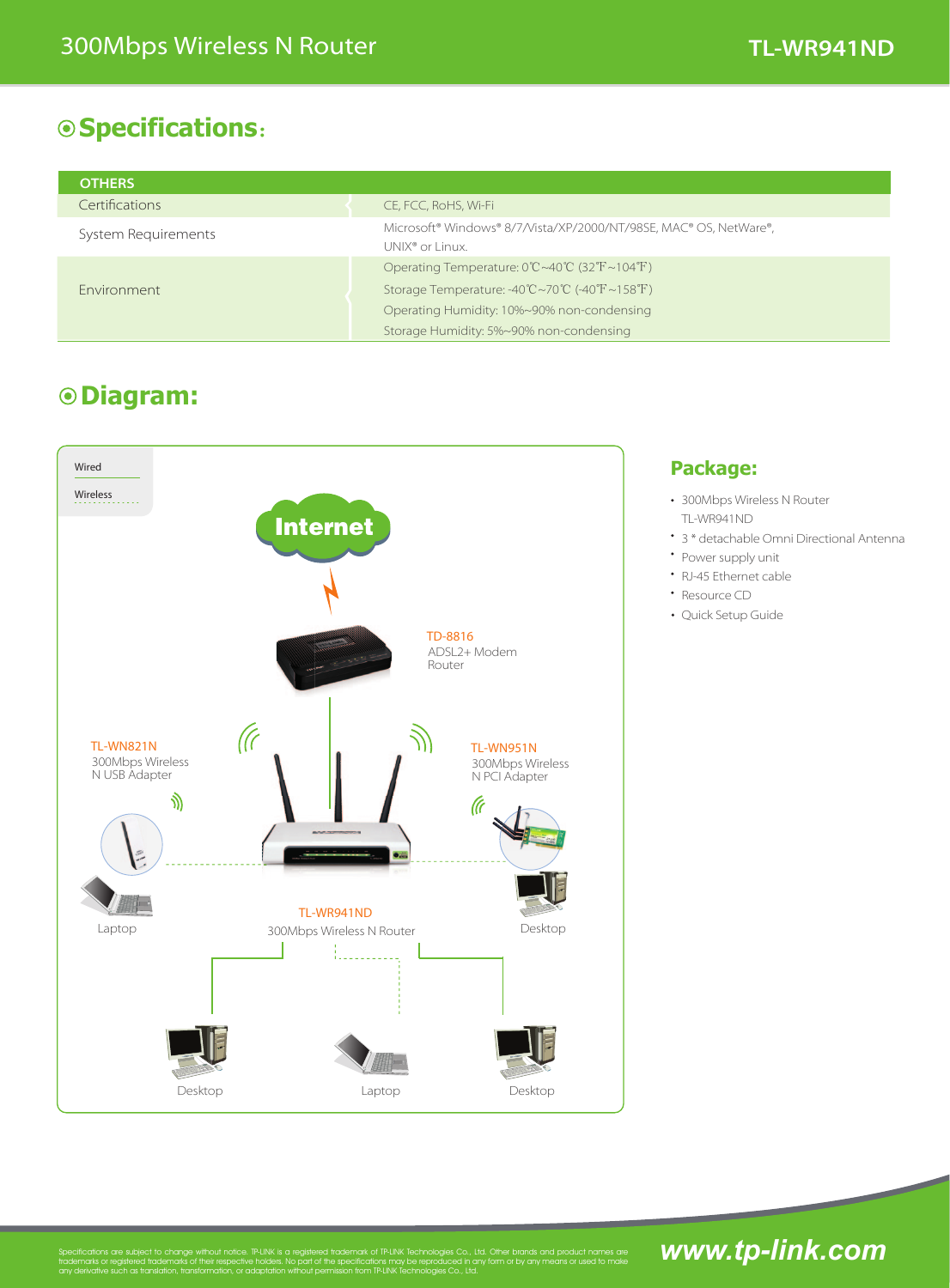## Specifications:

| OTHERS | |
|---|---|
| Certifications | CE, FCC, RoHS, Wi-Fi |
| System Requirements | Microsoft® Windows® 8/7/Vista/XP/2000/NT/98SE, MAC® OS, NetWare®, UNIX® or Linux. |
| Environment | Operating Temperature: 0℃~40℃ (32℉~104℉)<br>Storage Temperature: -40℃~70℃ (-40℉~158℉)<br>Operating Humidity: 10%~90% non-condensing<br>Storage Humidity: 5%~90% non-condensing |

## Diagram:

Wired

Wireless

Internet

TD-8816
ADSL2+ Modem Router

TL-WN821N
300Mbps Wireless N USB Adapter

TL-WN951N
300Mbps Wireless N PCI Adapter

Laptop

Desktop

TL-WR941ND
300Mbps Wireless N Router

Desktop

Laptop

Desktop

## Package:

- 300Mbps Wireless N Router TL-WR941ND
- 3 * detachable Omni Directional Antenna
- Power supply unit
- RJ-45 Ethernet cable
- Resource CD
- Quick Setup Guide

Specifications are subject to change without notice. TP-LINK is a registered trademark of TP-LINK Technologies Co., Ltd. Other brands and product names are trademarks or registered trademarks of their respective holders. No part of the specifications may be reproduced in any form or by any means or used to make any derivative such as translation, transformation, or adaptation without permission from TP-LINK Technologies Co., Ltd.

www.tp-link.com